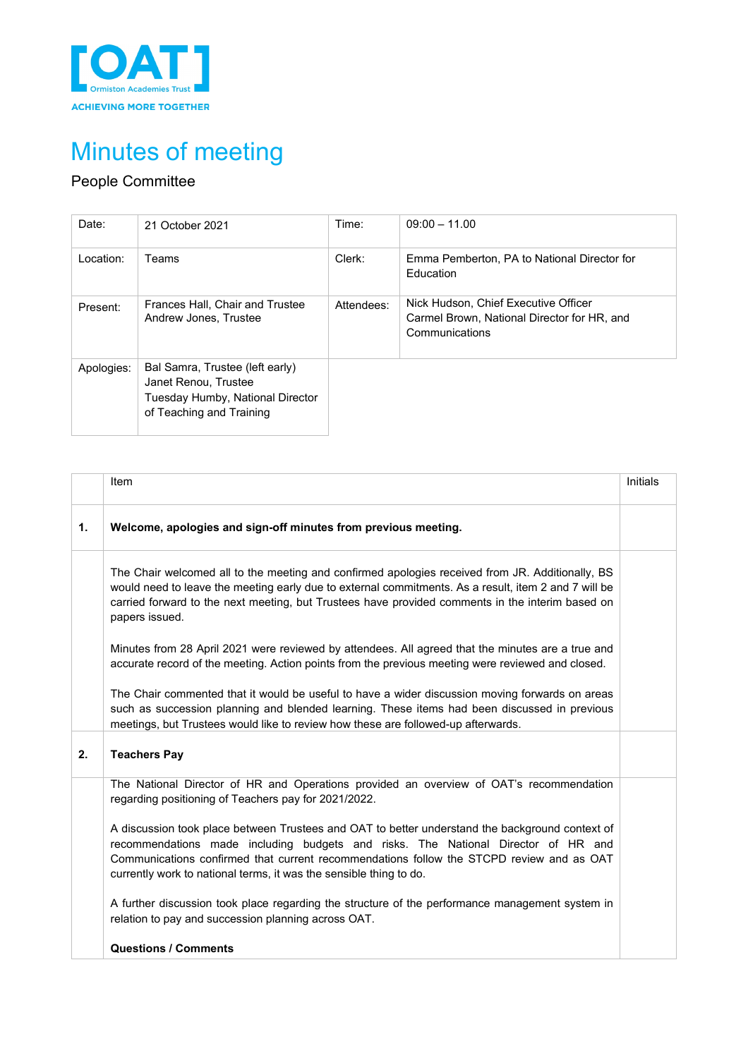[OAT]
Ormiston Academies Trust
ACHIEVING MORE TOGETHER

# Minutes of meeting

## People Committee

| Date: | 21 October 2021 | Time: | 09:00 – 11.00 |
|---|---|---|---|
| Location: | Teams | Clerk: | Emma Pemberton, PA to National Director for Education |
| Present: | Frances Hall, Chair and Trustee<br>Andrew Jones, Trustee | Attendees: | Nick Hudson, Chief Executive Officer<br>Carmel Brown, National Director for HR, and Communications |
| Apologies: | Bal Samra, Trustee (left early)<br>Janet Renou, Trustee<br>Tuesday Humby, National Director of Teaching and Training | | |

| | Item | Initials |
|---|---|---|
| **1.** | **Welcome, apologies and sign-off minutes from previous meeting.** | |
| | The Chair welcomed all to the meeting and confirmed apologies received from JR. Additionally, BS would need to leave the meeting early due to external commitments. As a result, item 2 and 7 will be carried forward to the next meeting, but Trustees have provided comments in the interim based on papers issued.<br><br>Minutes from 28 April 2021 were reviewed by attendees. All agreed that the minutes are a true and accurate record of the meeting. Action points from the previous meeting were reviewed and closed.<br><br>The Chair commented that it would be useful to have a wider discussion moving forwards on areas such as succession planning and blended learning. These items had been discussed in previous meetings, but Trustees would like to review how these are followed-up afterwards. | |
| **2.** | **Teachers Pay** | |
| | The National Director of HR and Operations provided an overview of OAT's recommendation regarding positioning of Teachers pay for 2021/2022.<br><br>A discussion took place between Trustees and OAT to better understand the background context of recommendations made including budgets and risks. The National Director of HR and Communications confirmed that current recommendations follow the STCPD review and as OAT currently work to national terms, it was the sensible thing to do.<br><br>A further discussion took place regarding the structure of the performance management system in relation to pay and succession planning across OAT.<br><br>**Questions / Comments** | |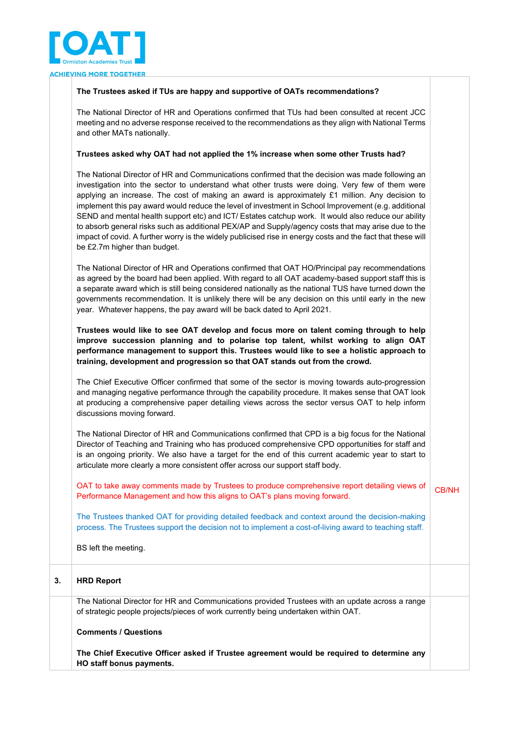| | | |
|---|---|---|
| | **The Trustees asked if TUs are happy and supportive of OATs recommendations?**<br><br>The National Director of HR and Operations confirmed that TUs had been consulted at recent JCC meeting and no adverse response received to the recommendations as they align with National Terms and other MATs nationally.<br><br>**Trustees asked why OAT had not applied the 1% increase when some other Trusts had?**<br><br>The National Director of HR and Communications confirmed that the decision was made following an investigation into the sector to understand what other trusts were doing. Very few of them were applying an increase. The cost of making an award is approximately £1 million. Any decision to implement this pay award would reduce the level of investment in School Improvement (e.g. additional SEND and mental health support etc) and ICT/ Estates catchup work. It would also reduce our ability to absorb general risks such as additional PEX/AP and Supply/agency costs that may arise due to the impact of covid. A further worry is the widely publicised rise in energy costs and the fact that these will be £2.7m higher than budget.<br><br>The National Director of HR and Operations confirmed that OAT HO/Principal pay recommendations as agreed by the board had been applied. With regard to all OAT academy-based support staff this is a separate award which is still being considered nationally as the national TUS have turned down the governments recommendation. It is unlikely there will be any decision on this until early in the new year. Whatever happens, the pay award will be back dated to April 2021.<br><br>**Trustees would like to see OAT develop and focus more on talent coming through to help improve succession planning and to polarise top talent, whilst working to align OAT performance management to support this. Trustees would like to see a holistic approach to training, development and progression so that OAT stands out from the crowd.**<br><br>The Chief Executive Officer confirmed that some of the sector is moving towards auto-progression and managing negative performance through the capability procedure. It makes sense that OAT look at producing a comprehensive paper detailing views across the sector versus OAT to help inform discussions moving forward.<br><br>The National Director of HR and Communications confirmed that CPD is a big focus for the National Director of Teaching and Training who has produced comprehensive CPD opportunities for staff and is an ongoing priority. We also have a target for the end of this current academic year to start to articulate more clearly a more consistent offer across our support staff body.<br><br>OAT to take away comments made by Trustees to produce comprehensive report detailing views of Performance Management and how this aligns to OAT's plans moving forward.<br><br>The Trustees thanked OAT for providing detailed feedback and context around the decision-making process. The Trustees support the decision not to implement a cost-of-living award to teaching staff.<br><br>BS left the meeting. | CB/NH |
| **3.** | **HRD Report** | |
| | The National Director for HR and Communications provided Trustees with an update across a range of strategic people projects/pieces of work currently being undertaken within OAT.<br><br>**Comments / Questions**<br><br>**The Chief Executive Officer asked if Trustee agreement would be required to determine any HO staff bonus payments.** | |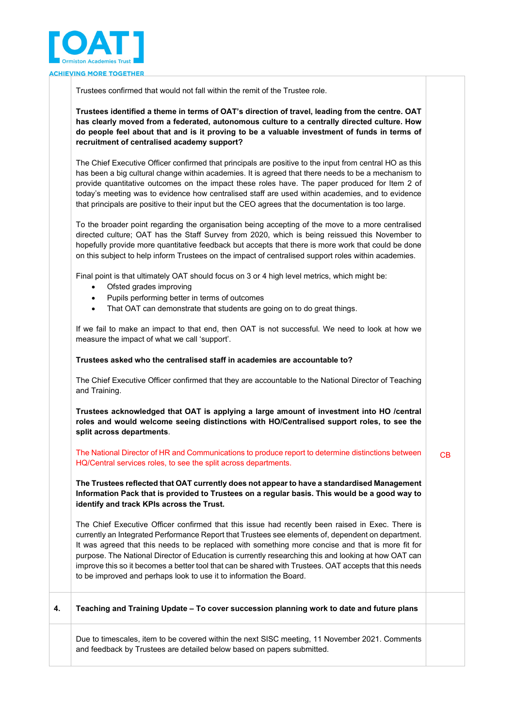Trustees confirmed that would not fall within the remit of the Trustee role.

**Trustees identified a theme in terms of OAT's direction of travel, leading from the centre. OAT has clearly moved from a federated, autonomous culture to a centrally directed culture. How do people feel about that and is it proving to be a valuable investment of funds in terms of recruitment of centralised academy support?**

The Chief Executive Officer confirmed that principals are positive to the input from central HO as this has been a big cultural change within academies. It is agreed that there needs to be a mechanism to provide quantitative outcomes on the impact these roles have. The paper produced for Item 2 of today's meeting was to evidence how centralised staff are used within academies, and to evidence that principals are positive to their input but the CEO agrees that the documentation is too large.

To the broader point regarding the organisation being accepting of the move to a more centralised directed culture; OAT has the Staff Survey from 2020, which is being reissued this November to hopefully provide more quantitative feedback but accepts that there is more work that could be done on this subject to help inform Trustees on the impact of centralised support roles within academies.

Final point is that ultimately OAT should focus on 3 or 4 high level metrics, which might be:

- Ofsted grades improving
- Pupils performing better in terms of outcomes
- That OAT can demonstrate that students are going on to do great things.

If we fail to make an impact to that end, then OAT is not successful. We need to look at how we measure the impact of what we call 'support'.

**Trustees asked who the centralised staff in academies are accountable to?**

The Chief Executive Officer confirmed that they are accountable to the National Director of Teaching and Training.

**Trustees acknowledged that OAT is applying a large amount of investment into HO /central roles and would welcome seeing distinctions with HO/Centralised support roles, to see the split across departments.**

The National Director of HR and Communications to produce report to determine distinctions between HQ/Central services roles, to see the split across departments. — CB

**The Trustees reflected that OAT currently does not appear to have a standardised Management Information Pack that is provided to Trustees on a regular basis. This would be a good way to identify and track KPIs across the Trust.**

The Chief Executive Officer confirmed that this issue had recently been raised in Exec. There is currently an Integrated Performance Report that Trustees see elements of, dependent on department. It was agreed that this needs to be replaced with something more concise and that is more fit for purpose. The National Director of Education is currently researching this and looking at how OAT can improve this so it becomes a better tool that can be shared with Trustees. OAT accepts that this needs to be improved and perhaps look to use it to information the Board.

## 4. Teaching and Training Update – To cover succession planning work to date and future plans

Due to timescales, item to be covered within the next SISC meeting, 11 November 2021. Comments and feedback by Trustees are detailed below based on papers submitted.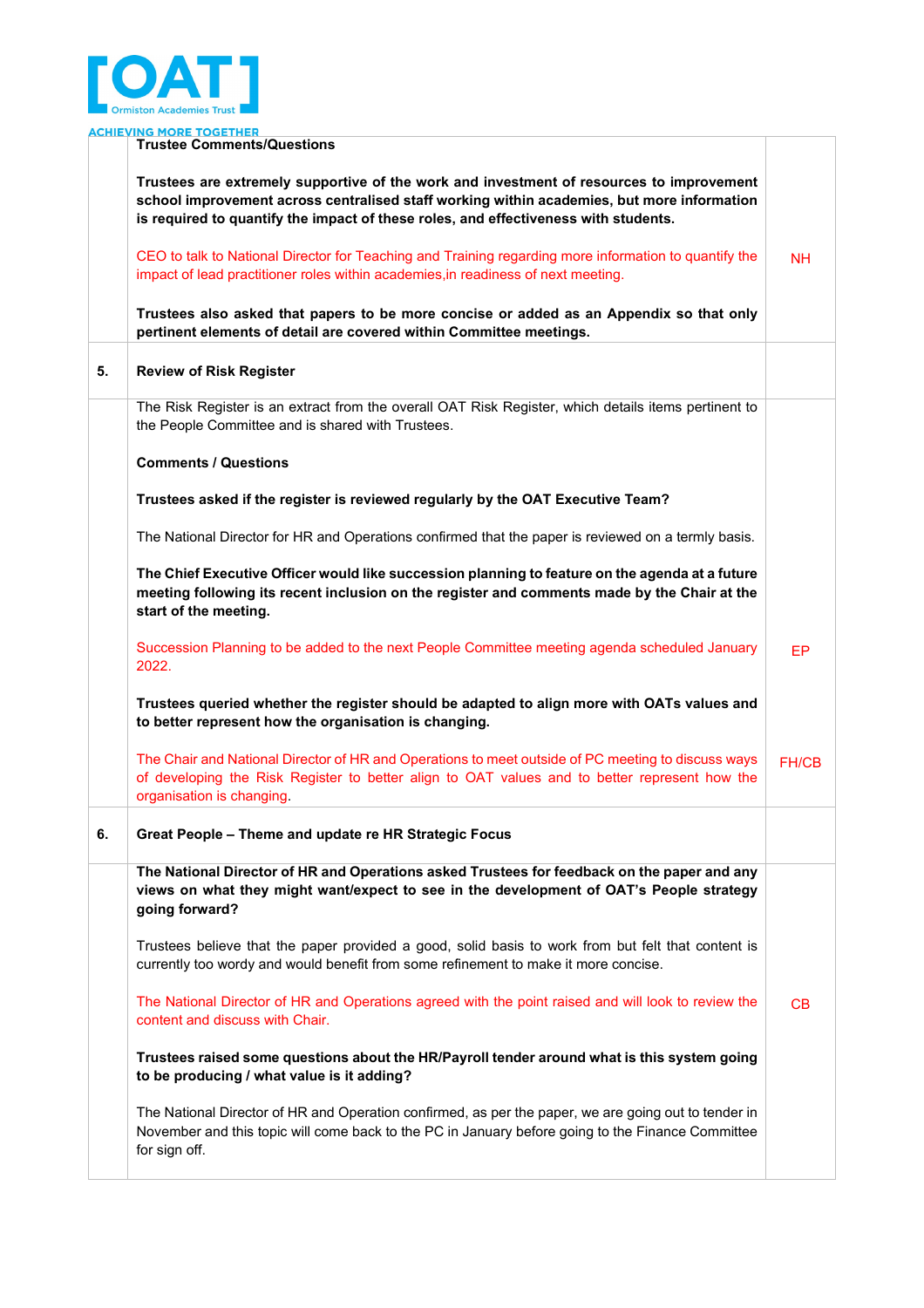| | | |
|---|---|---|
| | **Trustee Comments/Questions**<br><br>**Trustees are extremely supportive of the work and investment of resources to improvement school improvement across centralised staff working within academies, but more information is required to quantify the impact of these roles, and effectiveness with students.**<br><br>CEO to talk to National Director for Teaching and Training regarding more information to quantify the impact of lead practitioner roles within academies,in readiness of next meeting.<br><br>**Trustees also asked that papers to be more concise or added as an Appendix so that only pertinent elements of detail are covered within Committee meetings.** | NH |
| **5.** | **Review of Risk Register** | |
| | The Risk Register is an extract from the overall OAT Risk Register, which details items pertinent to the People Committee and is shared with Trustees.<br><br>**Comments / Questions**<br><br>**Trustees asked if the register is reviewed regularly by the OAT Executive Team?**<br><br>The National Director for HR and Operations confirmed that the paper is reviewed on a termly basis.<br><br>**The Chief Executive Officer would like succession planning to feature on the agenda at a future meeting following its recent inclusion on the register and comments made by the Chair at the start of the meeting.**<br><br>Succession Planning to be added to the next People Committee meeting agenda scheduled January 2022.<br><br>**Trustees queried whether the register should be adapted to align more with OATs values and to better represent how the organisation is changing.**<br><br>The Chair and National Director of HR and Operations to meet outside of PC meeting to discuss ways of developing the Risk Register to better align to OAT values and to better represent how the organisation is changing. | EP<br><br>FH/CB |
| **6.** | **Great People – Theme and update re HR Strategic Focus** | |
| | **The National Director of HR and Operations asked Trustees for feedback on the paper and any views on what they might want/expect to see in the development of OAT's People strategy going forward?**<br><br>Trustees believe that the paper provided a good, solid basis to work from but felt that content is currently too wordy and would benefit from some refinement to make it more concise.<br><br>The National Director of HR and Operations agreed with the point raised and will look to review the content and discuss with Chair.<br><br>**Trustees raised some questions about the HR/Payroll tender around what is this system going to be producing / what value is it adding?**<br><br>The National Director of HR and Operation confirmed, as per the paper, we are going out to tender in November and this topic will come back to the PC in January before going to the Finance Committee for sign off. | CB |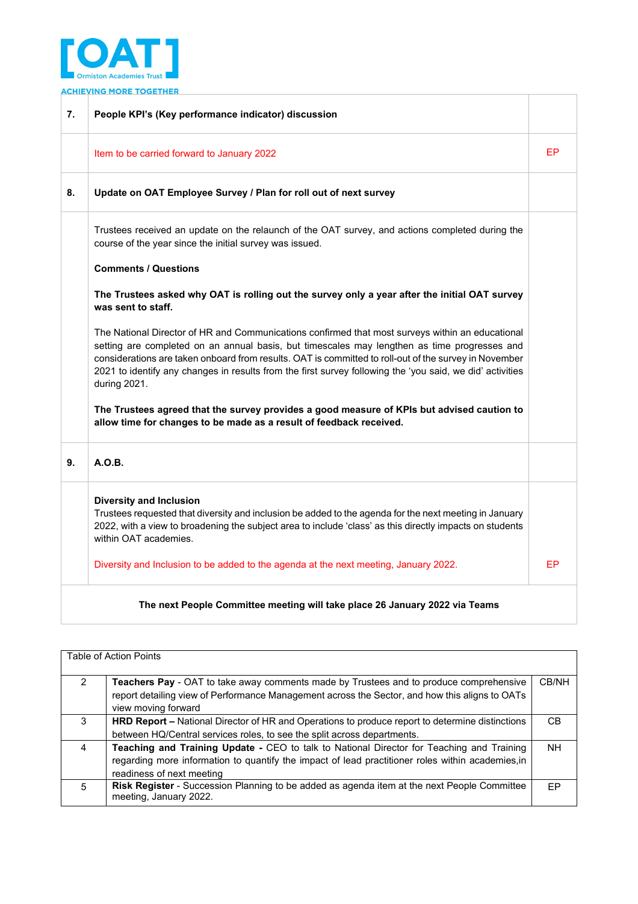| | | |
|---|---|---|
| **7.** | **People KPI's (Key performance indicator) discussion** | |
| | Item to be carried forward to January 2022 | EP |
| **8.** | **Update on OAT Employee Survey / Plan for roll out of next survey** | |
| | Trustees received an update on the relaunch of the OAT survey, and actions completed during the course of the year since the initial survey was issued.<br><br>**Comments / Questions**<br><br>**The Trustees asked why OAT is rolling out the survey only a year after the initial OAT survey was sent to staff.**<br><br>The National Director of HR and Communications confirmed that most surveys within an educational setting are completed on an annual basis, but timescales may lengthen as time progresses and considerations are taken onboard from results. OAT is committed to roll-out of the survey in November 2021 to identify any changes in results from the first survey following the 'you said, we did' activities during 2021.<br><br>**The Trustees agreed that the survey provides a good measure of KPIs but advised caution to allow time for changes to be made as a result of feedback received.** | |
| **9.** | **A.O.B.** | |
| | **Diversity and Inclusion**<br>Trustees requested that diversity and inclusion be added to the agenda for the next meeting in January 2022, with a view to broadening the subject area to include 'class' as this directly impacts on students within OAT academies.<br><br>Diversity and Inclusion to be added to the agenda at the next meeting, January 2022. | EP |
| | **The next People Committee meeting will take place 26 January 2022 via Teams** | |

| Table of Action Points | | |
|---|---|---|
| 2 | **Teachers Pay** - OAT to take away comments made by Trustees and to produce comprehensive report detailing view of Performance Management across the Sector, and how this aligns to OATs view moving forward | CB/NH |
| 3 | **HRD Report –** National Director of HR and Operations to produce report to determine distinctions between HQ/Central services roles, to see the split across departments. | CB |
| 4 | **Teaching and Training Update -** CEO to talk to National Director for Teaching and Training regarding more information to quantify the impact of lead practitioner roles within academies,in readiness of next meeting | NH |
| 5 | **Risk Register** - Succession Planning to be added as agenda item at the next People Committee meeting, January 2022. | EP |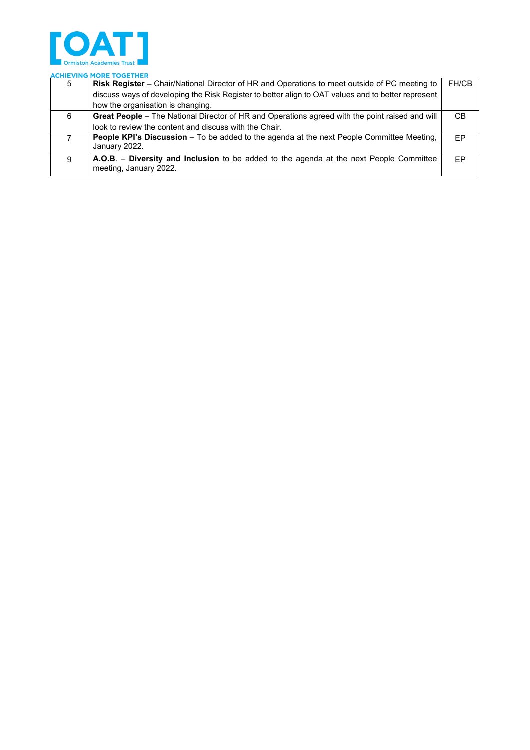| | | |
|---|---|---|
| 5 | **Risk Register –** Chair/National Director of HR and Operations to meet outside of PC meeting to discuss ways of developing the Risk Register to better align to OAT values and to better represent how the organisation is changing. | FH/CB |
| 6 | **Great People** – The National Director of HR and Operations agreed with the point raised and will look to review the content and discuss with the Chair. | CB |
| 7 | **People KPI's Discussion** – To be added to the agenda at the next People Committee Meeting, January 2022. | EP |
| 9 | **A.O.B**. – **Diversity and Inclusion** to be added to the agenda at the next People Committee meeting, January 2022. | EP |